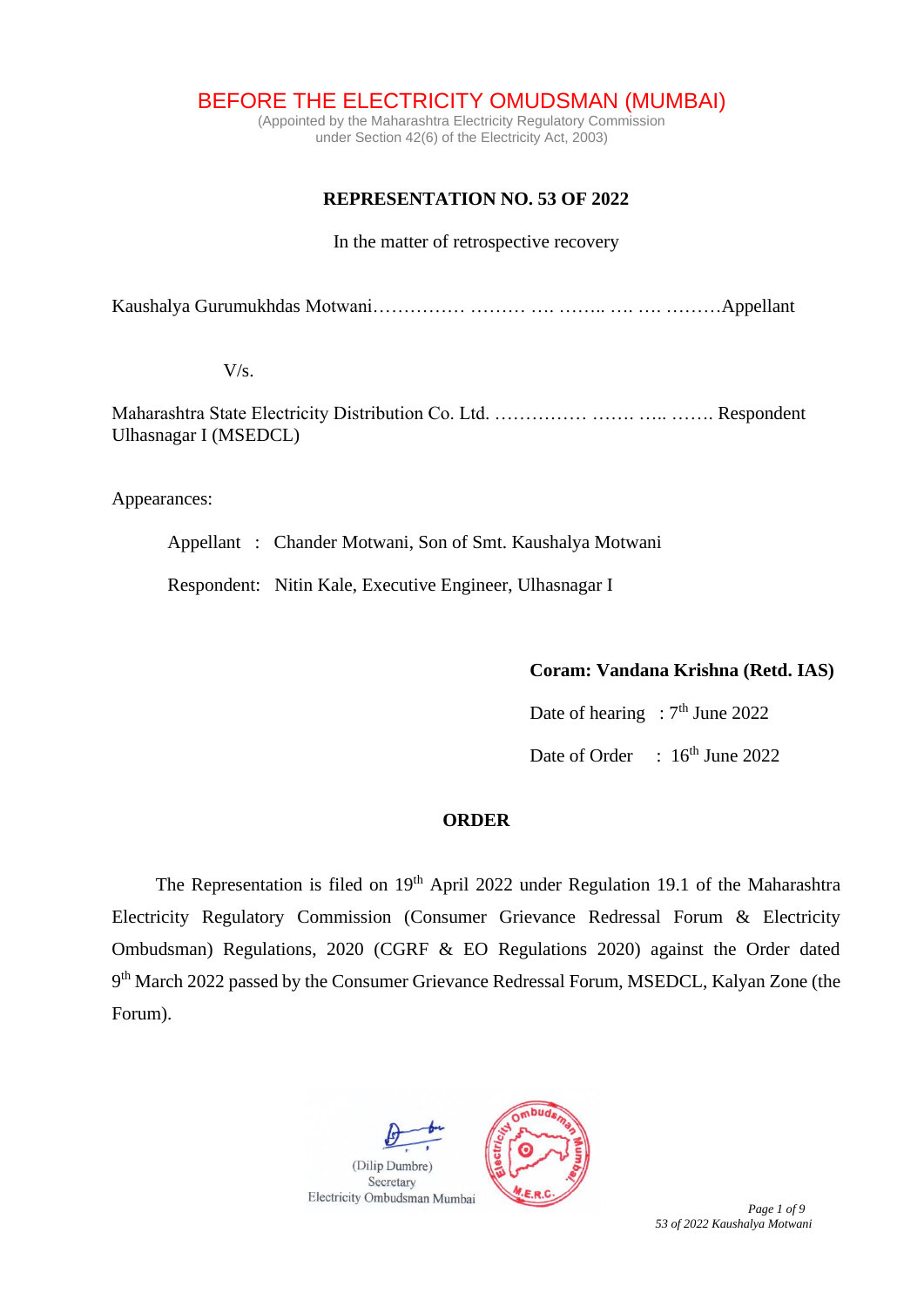# BEFORE THE ELECTRICITY OMUDSMAN (MUMBAI)

(Appointed by the Maharashtra Electricity Regulatory Commission
under Section 42(6) of the Electricity Act, 2003)

## REPRESENTATION NO. 53 OF 2022

In the matter of retrospective recovery

Kaushalya Gurumukhdas Motwani…………… ……… …. …….. …. …. ………Appellant

V/s.

Maharashtra State Electricity Distribution Co. Ltd. …………… ……. ….. ……. Respondent
Ulhasnagar I (MSEDCL)

Appearances:

Appellant : Chander Motwani, Son of Smt. Kaushalya Motwani

Respondent: Nitin Kale, Executive Engineer, Ulhasnagar I

**Coram: Vandana Krishna (Retd. IAS)**

Date of hearing : 7th June 2022

Date of Order : 16th June 2022

## ORDER

The Representation is filed on 19th April 2022 under Regulation 19.1 of the Maharashtra Electricity Regulatory Commission (Consumer Grievance Redressal Forum & Electricity Ombudsman) Regulations, 2020 (CGRF & EO Regulations 2020) against the Order dated 9th March 2022 passed by the Consumer Grievance Redressal Forum, MSEDCL, Kalyan Zone (the Forum).

(Dilip Dumbre)
Secretary
Electricity Ombudsman Mumbai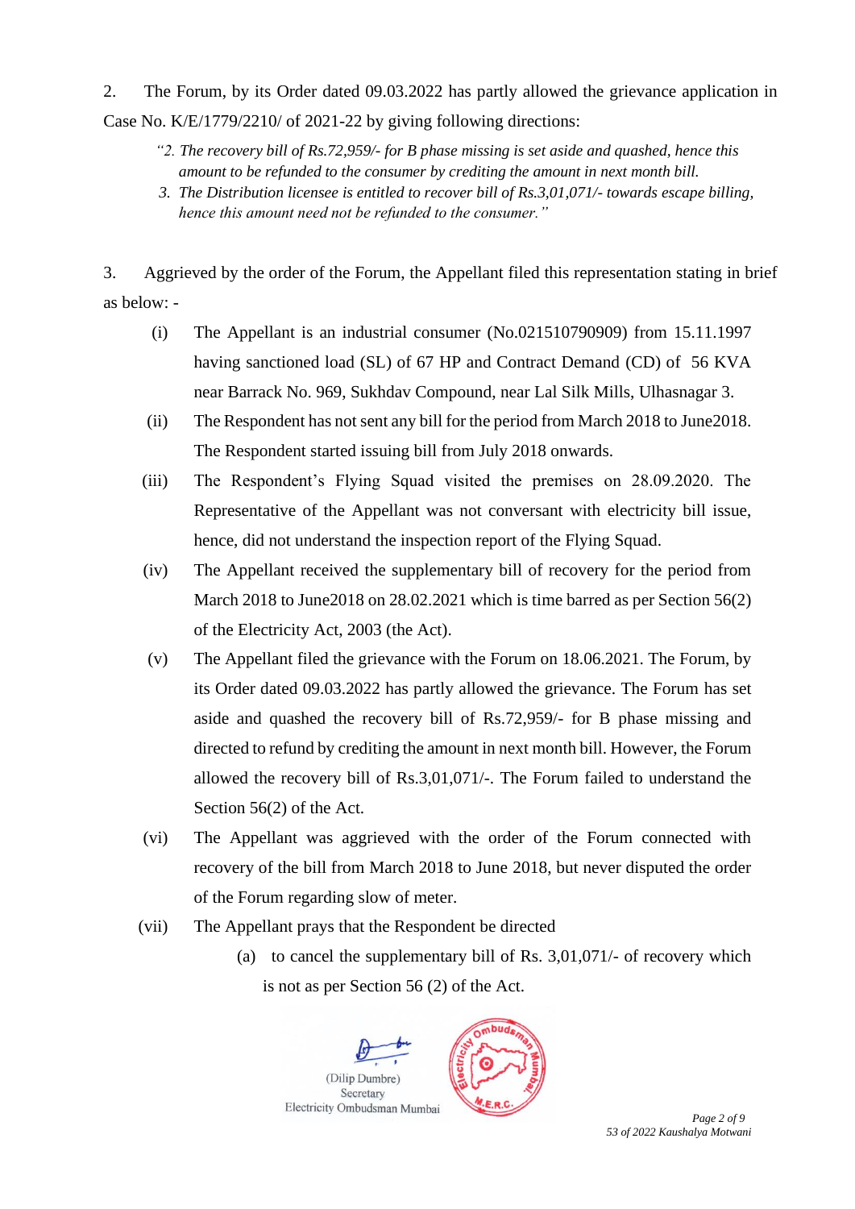2. The Forum, by its Order dated 09.03.2022 has partly allowed the grievance application in Case No. K/E/1779/2210/ of 2021-22 by giving following directions:

> *"2. The recovery bill of Rs.72,959/- for B phase missing is set aside and quashed, hence this amount to be refunded to the consumer by crediting the amount in next month bill.*
>
> *3. The Distribution licensee is entitled to recover bill of Rs.3,01,071/- towards escape billing, hence this amount need not be refunded to the consumer."*

3. Aggrieved by the order of the Forum, the Appellant filed this representation stating in brief as below: -

(i) The Appellant is an industrial consumer (No.021510790909) from 15.11.1997 having sanctioned load (SL) of 67 HP and Contract Demand (CD) of 56 KVA near Barrack No. 969, Sukhdav Compound, near Lal Silk Mills, Ulhasnagar 3.

(ii) The Respondent has not sent any bill for the period from March 2018 to June2018. The Respondent started issuing bill from July 2018 onwards.

(iii) The Respondent's Flying Squad visited the premises on 28.09.2020. The Representative of the Appellant was not conversant with electricity bill issue, hence, did not understand the inspection report of the Flying Squad.

(iv) The Appellant received the supplementary bill of recovery for the period from March 2018 to June2018 on 28.02.2021 which is time barred as per Section 56(2) of the Electricity Act, 2003 (the Act).

(v) The Appellant filed the grievance with the Forum on 18.06.2021. The Forum, by its Order dated 09.03.2022 has partly allowed the grievance. The Forum has set aside and quashed the recovery bill of Rs.72,959/- for B phase missing and directed to refund by crediting the amount in next month bill. However, the Forum allowed the recovery bill of Rs.3,01,071/-. The Forum failed to understand the Section 56(2) of the Act.

(vi) The Appellant was aggrieved with the order of the Forum connected with recovery of the bill from March 2018 to June 2018, but never disputed the order of the Forum regarding slow of meter.

(vii) The Appellant prays that the Respondent be directed

(a) to cancel the supplementary bill of Rs. 3,01,071/- of recovery which is not as per Section 56 (2) of the Act.

(Dilip Dumbre)
Secretary
Electricity Ombudsman Mumbai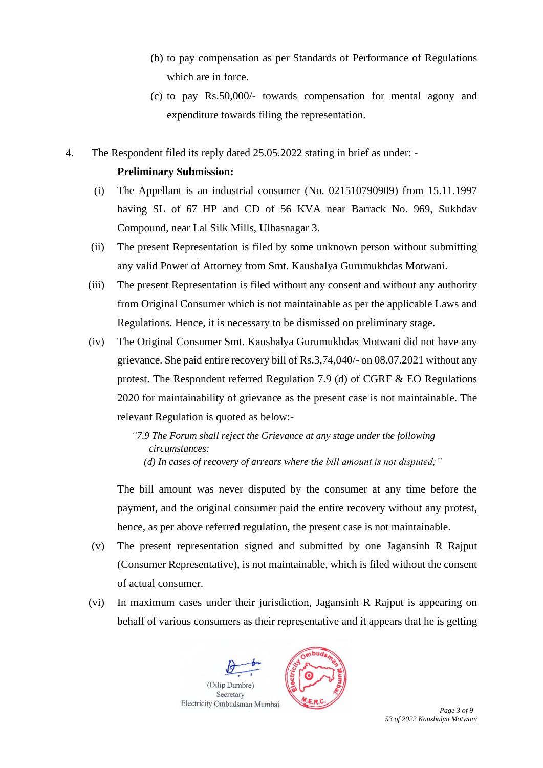(b) to pay compensation as per Standards of Performance of Regulations which are in force.

(c) to pay Rs.50,000/- towards compensation for mental agony and expenditure towards filing the representation.

4. The Respondent filed its reply dated 25.05.2022 stating in brief as under: -

**Preliminary Submission:**

(i) The Appellant is an industrial consumer (No. 021510790909) from 15.11.1997 having SL of 67 HP and CD of 56 KVA near Barrack No. 969, Sukhdav Compound, near Lal Silk Mills, Ulhasnagar 3.

(ii) The present Representation is filed by some unknown person without submitting any valid Power of Attorney from Smt. Kaushalya Gurumukhdas Motwani.

(iii) The present Representation is filed without any consent and without any authority from Original Consumer which is not maintainable as per the applicable Laws and Regulations. Hence, it is necessary to be dismissed on preliminary stage.

(iv) The Original Consumer Smt. Kaushalya Gurumukhdas Motwani did not have any grievance. She paid entire recovery bill of Rs.3,74,040/- on 08.07.2021 without any protest. The Respondent referred Regulation 7.9 (d) of CGRF & EO Regulations 2020 for maintainability of grievance as the present case is not maintainable. The relevant Regulation is quoted as below:-

> *"7.9 The Forum shall reject the Grievance at any stage under the following circumstances:*
> *(d) In cases of recovery of arrears where the bill amount is not disputed;"*

The bill amount was never disputed by the consumer at any time before the payment, and the original consumer paid the entire recovery without any protest, hence, as per above referred regulation, the present case is not maintainable.

(v) The present representation signed and submitted by one Jagansinh R Rajput (Consumer Representative), is not maintainable, which is filed without the consent of actual consumer.

(vi) In maximum cases under their jurisdiction, Jagansinh R Rajput is appearing on behalf of various consumers as their representative and it appears that he is getting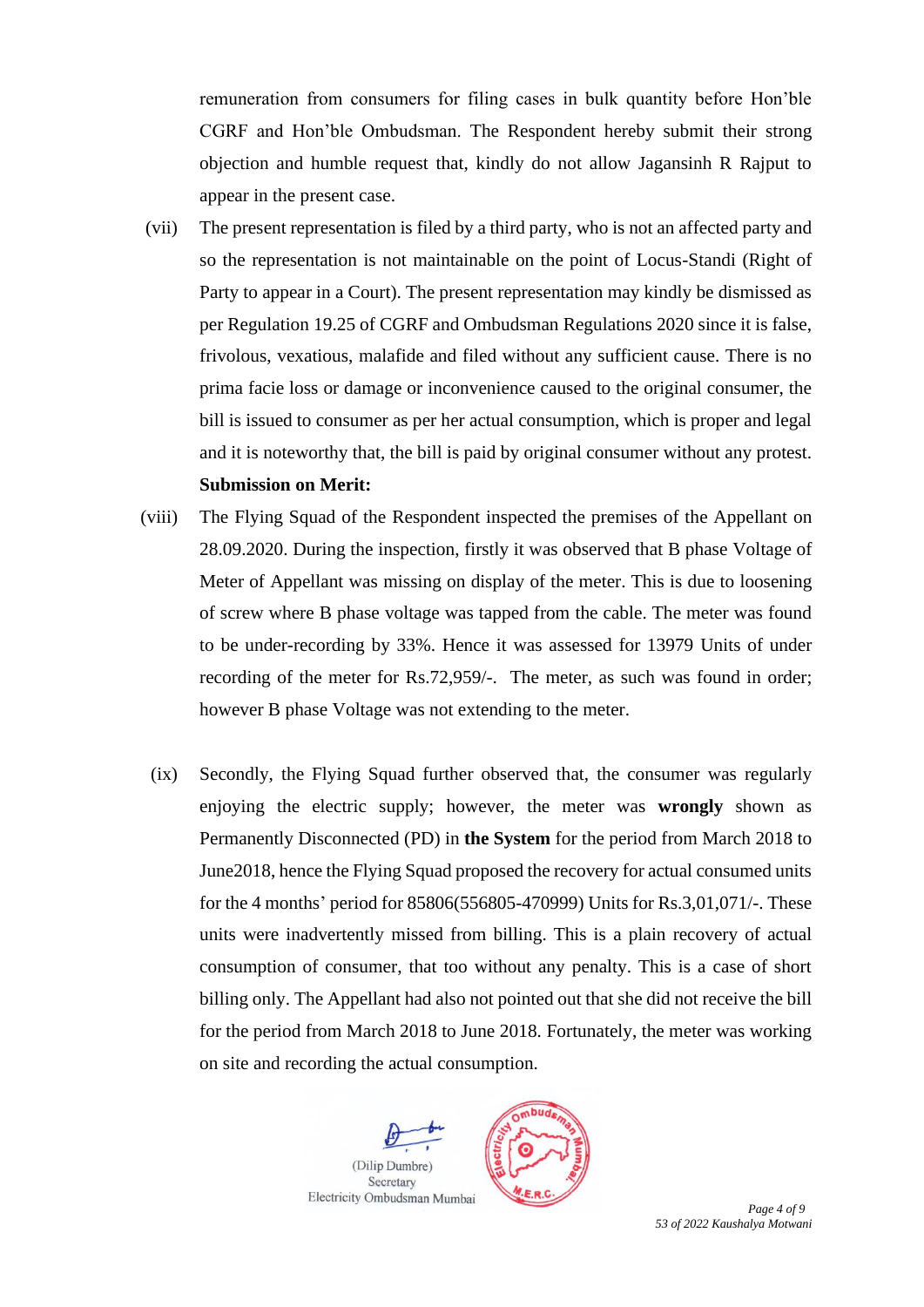remuneration from consumers for filing cases in bulk quantity before Hon'ble CGRF and Hon'ble Ombudsman. The Respondent hereby submit their strong objection and humble request that, kindly do not allow Jagansinh R Rajput to appear in the present case.

(vii) The present representation is filed by a third party, who is not an affected party and so the representation is not maintainable on the point of Locus-Standi (Right of Party to appear in a Court). The present representation may kindly be dismissed as per Regulation 19.25 of CGRF and Ombudsman Regulations 2020 since it is false, frivolous, vexatious, malafide and filed without any sufficient cause. There is no prima facie loss or damage or inconvenience caused to the original consumer, the bill is issued to consumer as per her actual consumption, which is proper and legal and it is noteworthy that, the bill is paid by original consumer without any protest.

**Submission on Merit:**

(viii) The Flying Squad of the Respondent inspected the premises of the Appellant on 28.09.2020. During the inspection, firstly it was observed that B phase Voltage of Meter of Appellant was missing on display of the meter. This is due to loosening of screw where B phase voltage was tapped from the cable. The meter was found to be under-recording by 33%. Hence it was assessed for 13979 Units of under recording of the meter for Rs.72,959/-. The meter, as such was found in order; however B phase Voltage was not extending to the meter.

(ix) Secondly, the Flying Squad further observed that, the consumer was regularly enjoying the electric supply; however, the meter was **wrongly** shown as Permanently Disconnected (PD) in **the System** for the period from March 2018 to June2018, hence the Flying Squad proposed the recovery for actual consumed units for the 4 months' period for 85806(556805-470999) Units for Rs.3,01,071/-. These units were inadvertently missed from billing. This is a plain recovery of actual consumption of consumer, that too without any penalty. This is a case of short billing only. The Appellant had also not pointed out that she did not receive the bill for the period from March 2018 to June 2018. Fortunately, the meter was working on site and recording the actual consumption.

(Dilip Dumbre)
Secretary
Electricity Ombudsman Mumbai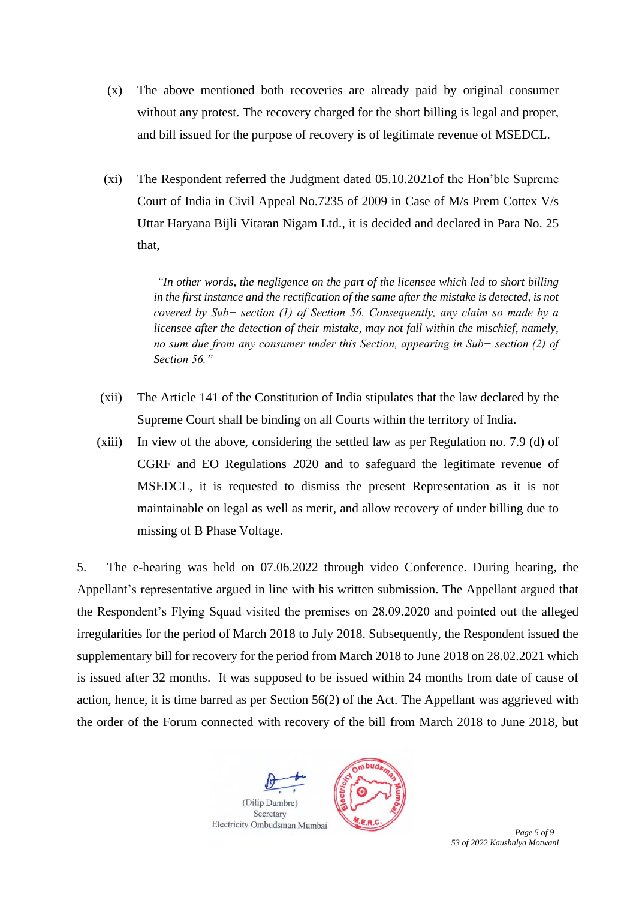(x) The above mentioned both recoveries are already paid by original consumer without any protest. The recovery charged for the short billing is legal and proper, and bill issued for the purpose of recovery is of legitimate revenue of MSEDCL.

(xi) The Respondent referred the Judgment dated 05.10.2021of the Hon'ble Supreme Court of India in Civil Appeal No.7235 of 2009 in Case of M/s Prem Cottex V/s Uttar Haryana Bijli Vitaran Nigam Ltd., it is decided and declared in Para No. 25 that,

> *"In other words, the negligence on the part of the licensee which led to short billing in the first instance and the rectification of the same after the mistake is detected, is not covered by Sub− section (1) of Section 56. Consequently, any claim so made by a licensee after the detection of their mistake, may not fall within the mischief, namely, no sum due from any consumer under this Section, appearing in Sub− section (2) of Section 56."*

(xii) The Article 141 of the Constitution of India stipulates that the law declared by the Supreme Court shall be binding on all Courts within the territory of India.

(xiii) In view of the above, considering the settled law as per Regulation no. 7.9 (d) of CGRF and EO Regulations 2020 and to safeguard the legitimate revenue of MSEDCL, it is requested to dismiss the present Representation as it is not maintainable on legal as well as merit, and allow recovery of under billing due to missing of B Phase Voltage.

5. The e-hearing was held on 07.06.2022 through video Conference. During hearing, the Appellant's representative argued in line with his written submission. The Appellant argued that the Respondent's Flying Squad visited the premises on 28.09.2020 and pointed out the alleged irregularities for the period of March 2018 to July 2018. Subsequently, the Respondent issued the supplementary bill for recovery for the period from March 2018 to June 2018 on 28.02.2021 which is issued after 32 months. It was supposed to be issued within 24 months from date of cause of action, hence, it is time barred as per Section 56(2) of the Act. The Appellant was aggrieved with the order of the Forum connected with recovery of the bill from March 2018 to June 2018, but

(Dilip Dumbre)
Secretary
Electricity Ombudsman Mumbai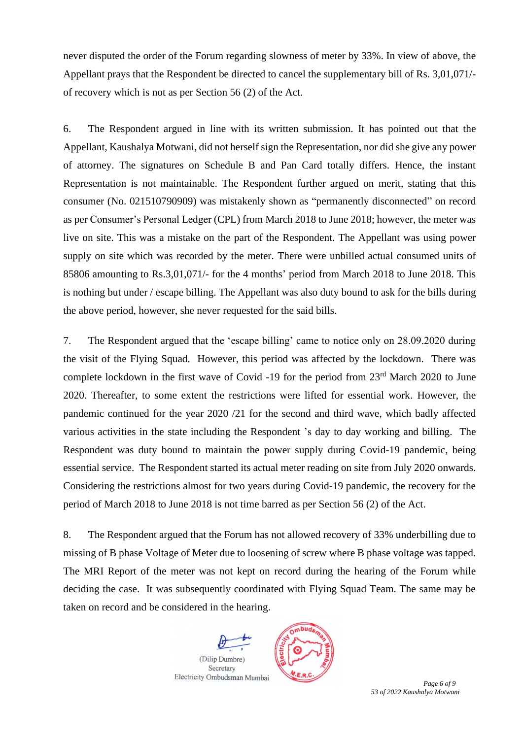never disputed the order of the Forum regarding slowness of meter by 33%. In view of above, the Appellant prays that the Respondent be directed to cancel the supplementary bill of Rs. 3,01,071/- of recovery which is not as per Section 56 (2) of the Act.

6. The Respondent argued in line with its written submission. It has pointed out that the Appellant, Kaushalya Motwani, did not herself sign the Representation, nor did she give any power of attorney. The signatures on Schedule B and Pan Card totally differs. Hence, the instant Representation is not maintainable. The Respondent further argued on merit, stating that this consumer (No. 021510790909) was mistakenly shown as "permanently disconnected" on record as per Consumer's Personal Ledger (CPL) from March 2018 to June 2018; however, the meter was live on site. This was a mistake on the part of the Respondent. The Appellant was using power supply on site which was recorded by the meter. There were unbilled actual consumed units of 85806 amounting to Rs.3,01,071/- for the 4 months' period from March 2018 to June 2018. This is nothing but under / escape billing. The Appellant was also duty bound to ask for the bills during the above period, however, she never requested for the said bills.

7. The Respondent argued that the 'escape billing' came to notice only on 28.09.2020 during the visit of the Flying Squad. However, this period was affected by the lockdown. There was complete lockdown in the first wave of Covid -19 for the period from 23rd March 2020 to June 2020. Thereafter, to some extent the restrictions were lifted for essential work. However, the pandemic continued for the year 2020 /21 for the second and third wave, which badly affected various activities in the state including the Respondent 's day to day working and billing. The Respondent was duty bound to maintain the power supply during Covid-19 pandemic, being essential service. The Respondent started its actual meter reading on site from July 2020 onwards. Considering the restrictions almost for two years during Covid-19 pandemic, the recovery for the period of March 2018 to June 2018 is not time barred as per Section 56 (2) of the Act.

8. The Respondent argued that the Forum has not allowed recovery of 33% underbilling due to missing of B phase Voltage of Meter due to loosening of screw where B phase voltage was tapped. The MRI Report of the meter was not kept on record during the hearing of the Forum while deciding the case. It was subsequently coordinated with Flying Squad Team. The same may be taken on record and be considered in the hearing.

(Dilip Dumbre)
Secretary
Electricity Ombudsman Mumbai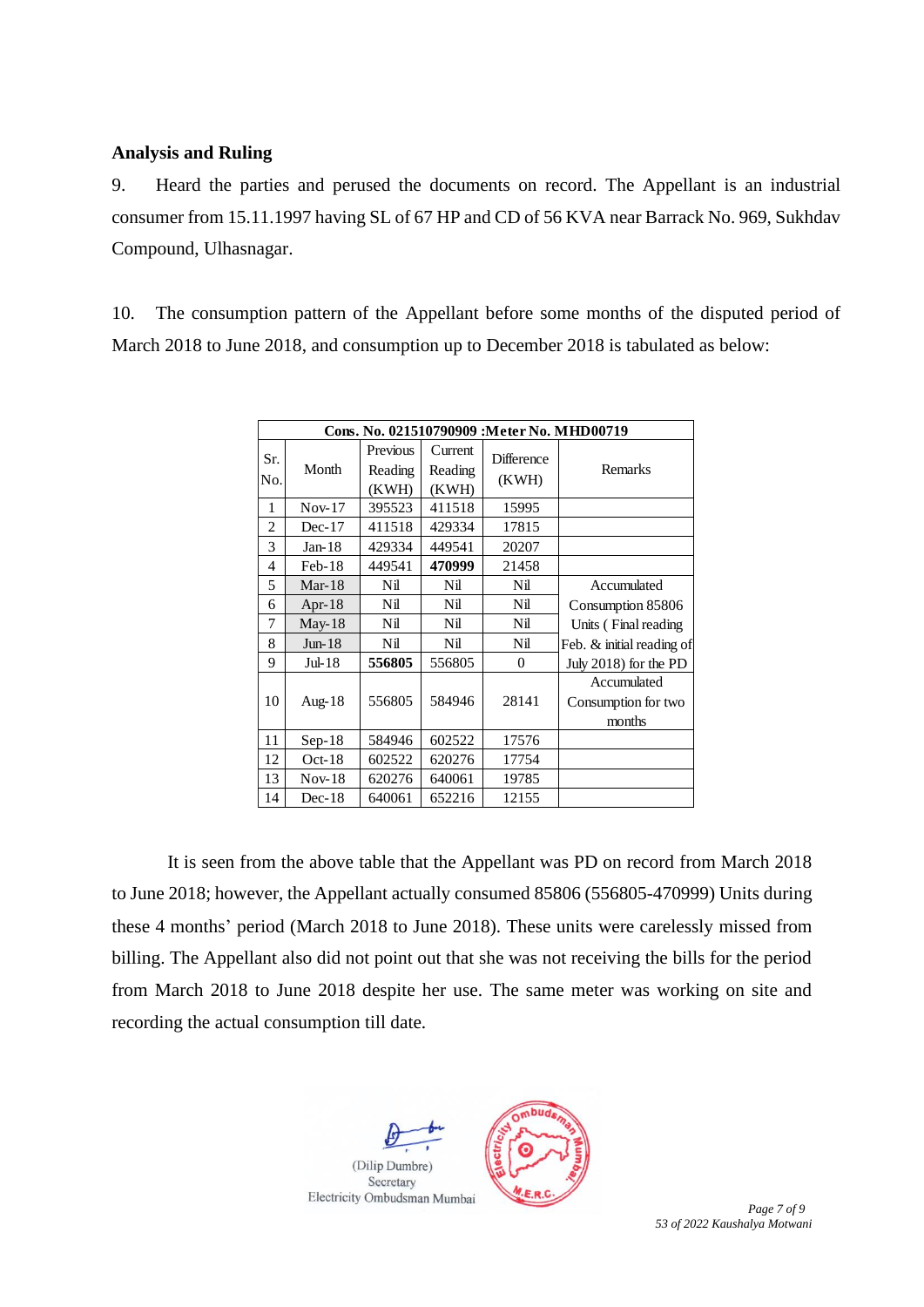### Analysis and Ruling

9. Heard the parties and perused the documents on record. The Appellant is an industrial consumer from 15.11.1997 having SL of 67 HP and CD of 56 KVA near Barrack No. 969, Sukhdav Compound, Ulhasnagar.

10. The consumption pattern of the Appellant before some months of the disputed period of March 2018 to June 2018, and consumption up to December 2018 is tabulated as below:

| **Cons. No. 021510790909 :Meter No. MHD00719** | | | | | |
|---|---|---|---|---|---|
| Sr. No. | Month | Previous Reading (KWH) | Current Reading (KWH) | Difference (KWH) | Remarks |
| 1 | Nov-17 | 395523 | 411518 | 15995 | |
| 2 | Dec-17 | 411518 | 429334 | 17815 | |
| 3 | Jan-18 | 429334 | 449541 | 20207 | |
| 4 | Feb-18 | 449541 | **470999** | 21458 | |
| 5 | Mar-18 | Nil | Nil | Nil | Accumulated Consumption 85806 Units ( Final reading Feb. & initial reading of July 2018) for the PD |
| 6 | Apr-18 | Nil | Nil | Nil | |
| 7 | May-18 | Nil | Nil | Nil | |
| 8 | Jun-18 | Nil | Nil | Nil | |
| 9 | Jul-18 | **556805** | 556805 | 0 | |
| 10 | Aug-18 | 556805 | 584946 | 28141 | Accumulated Consumption for two months |
| 11 | Sep-18 | 584946 | 602522 | 17576 | |
| 12 | Oct-18 | 602522 | 620276 | 17754 | |
| 13 | Nov-18 | 620276 | 640061 | 19785 | |
| 14 | Dec-18 | 640061 | 652216 | 12155 | |

It is seen from the above table that the Appellant was PD on record from March 2018 to June 2018; however, the Appellant actually consumed 85806 (556805-470999) Units during these 4 months' period (March 2018 to June 2018). These units were carelessly missed from billing. The Appellant also did not point out that she was not receiving the bills for the period from March 2018 to June 2018 despite her use. The same meter was working on site and recording the actual consumption till date.

(Dilip Dumbre)
Secretary
Electricity Ombudsman Mumbai

53 of 2022 Kaushalya Motwani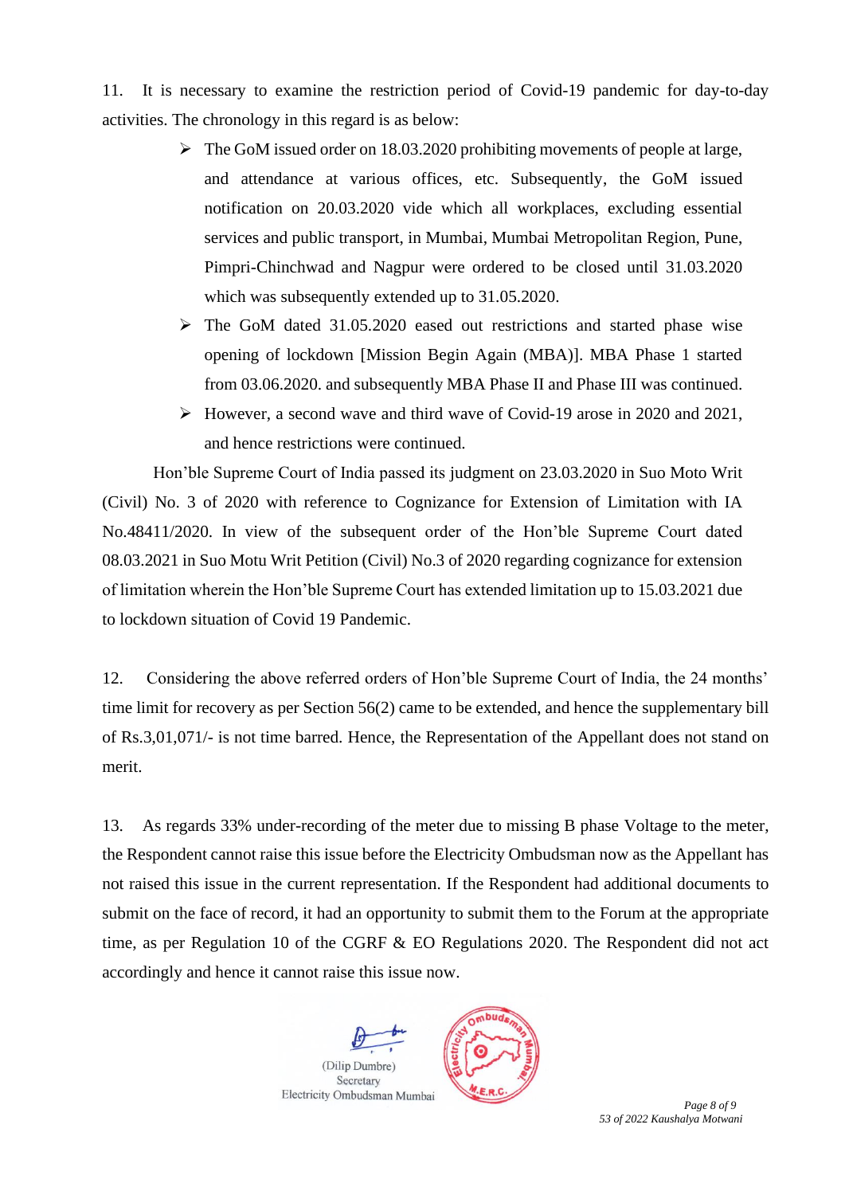11. It is necessary to examine the restriction period of Covid-19 pandemic for day-to-day activities. The chronology in this regard is as below:

- The GoM issued order on 18.03.2020 prohibiting movements of people at large, and attendance at various offices, etc. Subsequently, the GoM issued notification on 20.03.2020 vide which all workplaces, excluding essential services and public transport, in Mumbai, Mumbai Metropolitan Region, Pune, Pimpri-Chinchwad and Nagpur were ordered to be closed until 31.03.2020 which was subsequently extended up to 31.05.2020.
- The GoM dated 31.05.2020 eased out restrictions and started phase wise opening of lockdown [Mission Begin Again (MBA)]. MBA Phase 1 started from 03.06.2020. and subsequently MBA Phase II and Phase III was continued.
- However, a second wave and third wave of Covid-19 arose in 2020 and 2021, and hence restrictions were continued.

Hon'ble Supreme Court of India passed its judgment on 23.03.2020 in Suo Moto Writ (Civil) No. 3 of 2020 with reference to Cognizance for Extension of Limitation with IA No.48411/2020. In view of the subsequent order of the Hon'ble Supreme Court dated 08.03.2021 in Suo Motu Writ Petition (Civil) No.3 of 2020 regarding cognizance for extension of limitation wherein the Hon'ble Supreme Court has extended limitation up to 15.03.2021 due to lockdown situation of Covid 19 Pandemic.

12. Considering the above referred orders of Hon'ble Supreme Court of India, the 24 months' time limit for recovery as per Section 56(2) came to be extended, and hence the supplementary bill of Rs.3,01,071/- is not time barred. Hence, the Representation of the Appellant does not stand on merit.

13. As regards 33% under-recording of the meter due to missing B phase Voltage to the meter, the Respondent cannot raise this issue before the Electricity Ombudsman now as the Appellant has not raised this issue in the current representation. If the Respondent had additional documents to submit on the face of record, it had an opportunity to submit them to the Forum at the appropriate time, as per Regulation 10 of the CGRF & EO Regulations 2020. The Respondent did not act accordingly and hence it cannot raise this issue now.

(Dilip Dumbre)
Secretary
Electricity Ombudsman Mumbai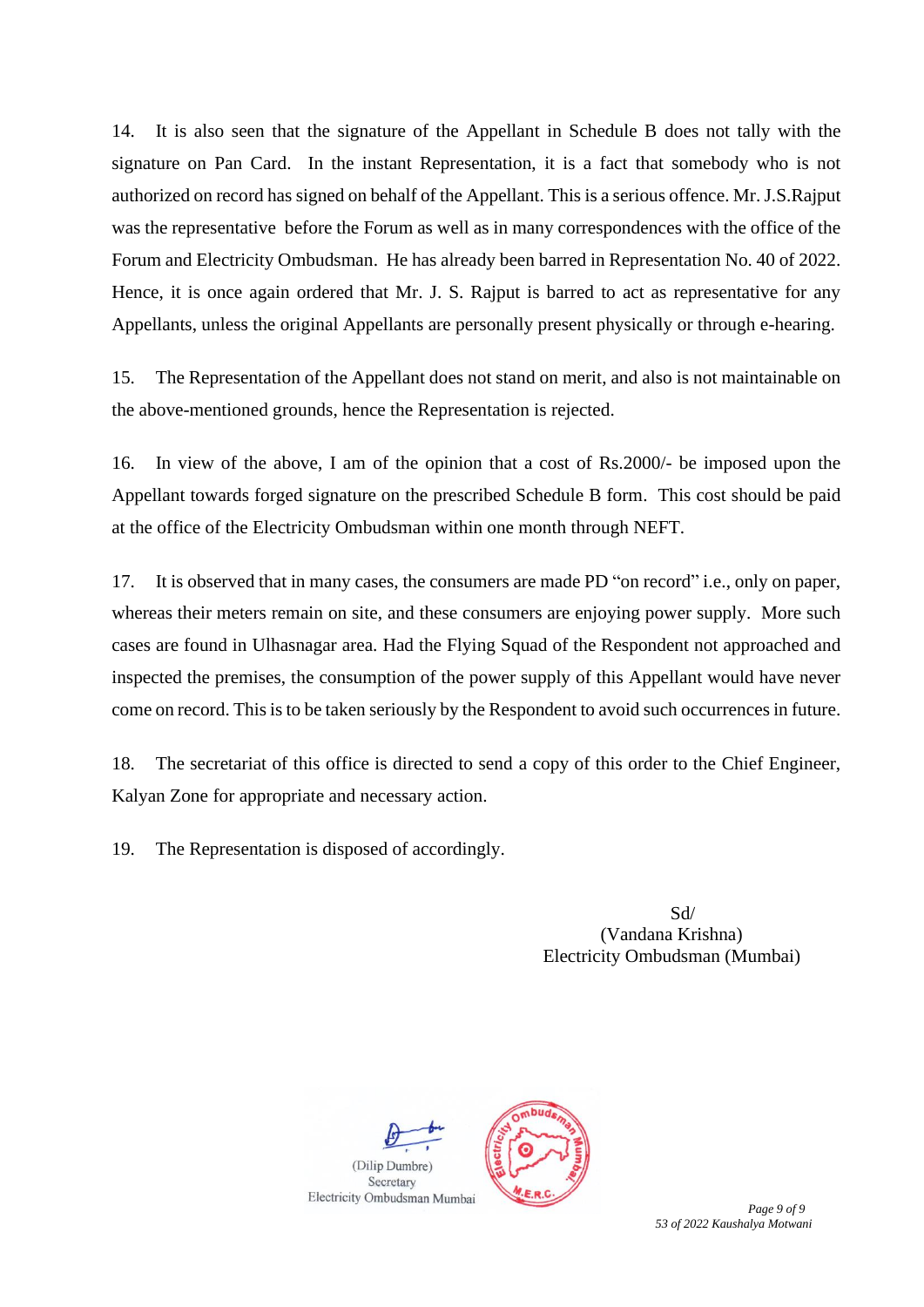14. It is also seen that the signature of the Appellant in Schedule B does not tally with the signature on Pan Card. In the instant Representation, it is a fact that somebody who is not authorized on record has signed on behalf of the Appellant. This is a serious offence. Mr. J.S.Rajput was the representative before the Forum as well as in many correspondences with the office of the Forum and Electricity Ombudsman. He has already been barred in Representation No. 40 of 2022. Hence, it is once again ordered that Mr. J. S. Rajput is barred to act as representative for any Appellants, unless the original Appellants are personally present physically or through e-hearing.

15. The Representation of the Appellant does not stand on merit, and also is not maintainable on the above-mentioned grounds, hence the Representation is rejected.

16. In view of the above, I am of the opinion that a cost of Rs.2000/- be imposed upon the Appellant towards forged signature on the prescribed Schedule B form. This cost should be paid at the office of the Electricity Ombudsman within one month through NEFT.

17. It is observed that in many cases, the consumers are made PD "on record" i.e., only on paper, whereas their meters remain on site, and these consumers are enjoying power supply. More such cases are found in Ulhasnagar area. Had the Flying Squad of the Respondent not approached and inspected the premises, the consumption of the power supply of this Appellant would have never come on record. This is to be taken seriously by the Respondent to avoid such occurrences in future.

18. The secretariat of this office is directed to send a copy of this order to the Chief Engineer, Kalyan Zone for appropriate and necessary action.

19. The Representation is disposed of accordingly.

Sd/
(Vandana Krishna)
Electricity Ombudsman (Mumbai)

(Dilip Dumbre)
Secretary
Electricity Ombudsman Mumbai